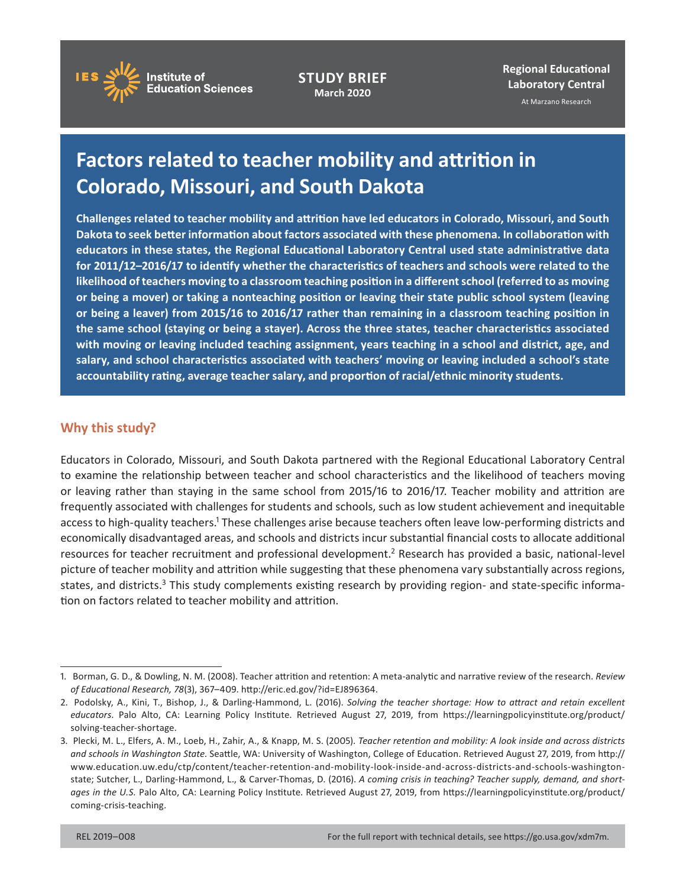Institute of Education Sciences

**STUDY BRIEF**
March 2020

**Regional Educational Laboratory Central**
At Marzano Research

# Factors related to teacher mobility and attrition in Colorado, Missouri, and South Dakota

**Challenges related to teacher mobility and attrition have led educators in Colorado, Missouri, and South Dakota to seek better information about factors associated with these phenomena. In collaboration with educators in these states, the Regional Educational Laboratory Central used state administrative data for 2011/12–2016/17 to identify whether the characteristics of teachers and schools were related to the likelihood of teachers moving to a classroom teaching position in a different school (referred to as moving or being a mover) or taking a nonteaching position or leaving their state public school system (leaving or being a leaver) from 2015/16 to 2016/17 rather than remaining in a classroom teaching position in the same school (staying or being a stayer). Across the three states, teacher characteristics associated with moving or leaving included teaching assignment, years teaching in a school and district, age, and salary, and school characteristics associated with teachers' moving or leaving included a school's state accountability rating, average teacher salary, and proportion of racial/ethnic minority students.**

## Why this study?

Educators in Colorado, Missouri, and South Dakota partnered with the Regional Educational Laboratory Central to examine the relationship between teacher and school characteristics and the likelihood of teachers moving or leaving rather than staying in the same school from 2015/16 to 2016/17. Teacher mobility and attrition are frequently associated with challenges for students and schools, such as low student achievement and inequitable access to high-quality teachers.[1] These challenges arise because teachers often leave low-performing districts and economically disadvantaged areas, and schools and districts incur substantial financial costs to allocate additional resources for teacher recruitment and professional development.[2] Research has provided a basic, national-level picture of teacher mobility and attrition while suggesting that these phenomena vary substantially across regions, states, and districts.[3] This study complements existing research by providing region- and state-specific information on factors related to teacher mobility and attrition.

---

1. Borman, G. D., & Dowling, N. M. (2008). Teacher attrition and retention: A meta-analytic and narrative review of the research. *Review of Educational Research, 78*(3), 367–409. http://eric.ed.gov/?id=EJ896364.
2. Podolsky, A., Kini, T., Bishop, J., & Darling-Hammond, L. (2016). *Solving the teacher shortage: How to attract and retain excellent educators*. Palo Alto, CA: Learning Policy Institute. Retrieved August 27, 2019, from https://learningpolicyinstitute.org/product/solving-teacher-shortage.
3. Plecki, M. L., Elfers, A. M., Loeb, H., Zahir, A., & Knapp, M. S. (2005). *Teacher retention and mobility: A look inside and across districts and schools in Washington State*. Seattle, WA: University of Washington, College of Education. Retrieved August 27, 2019, from http://www.education.uw.edu/ctp/content/teacher-retention-and-mobility-look-inside-and-across-districts-and-schools-washington-state; Sutcher, L., Darling-Hammond, L., & Carver-Thomas, D. (2016). *A coming crisis in teaching? Teacher supply, demand, and shortages in the U.S.* Palo Alto, CA: Learning Policy Institute. Retrieved August 27, 2019, from https://learningpolicyinstitute.org/product/coming-crisis-teaching.

REL 2019–008

For the full report with technical details, see https://go.usa.gov/xdm7m.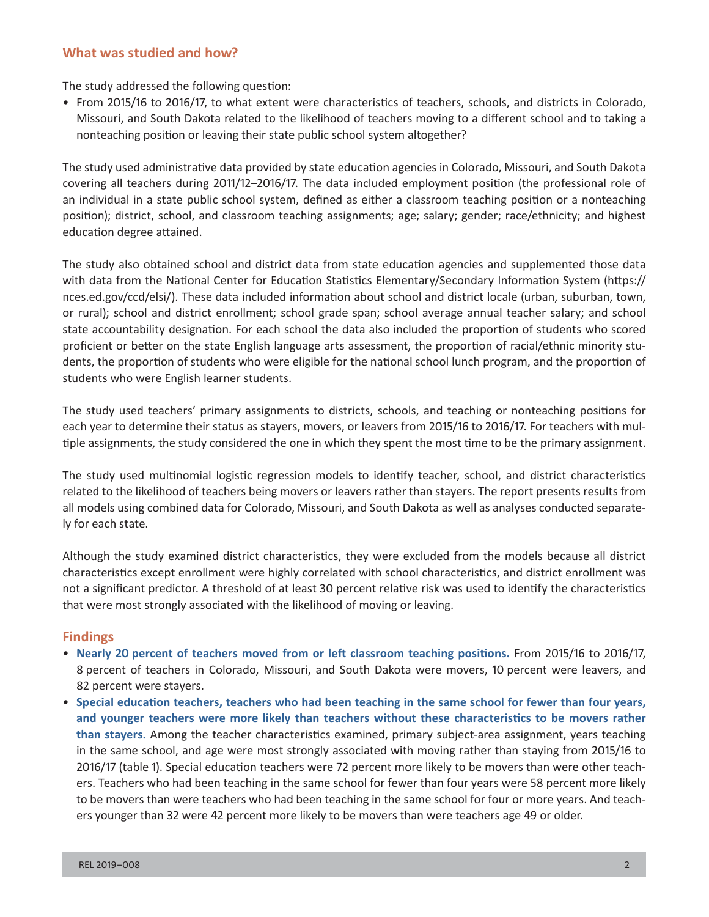## What was studied and how?

The study addressed the following question:

- From 2015/16 to 2016/17, to what extent were characteristics of teachers, schools, and districts in Colorado, Missouri, and South Dakota related to the likelihood of teachers moving to a different school and to taking a nonteaching position or leaving their state public school system altogether?

The study used administrative data provided by state education agencies in Colorado, Missouri, and South Dakota covering all teachers during 2011/12–2016/17. The data included employment position (the professional role of an individual in a state public school system, defined as either a classroom teaching position or a nonteaching position); district, school, and classroom teaching assignments; age; salary; gender; race/ethnicity; and highest education degree attained.

The study also obtained school and district data from state education agencies and supplemented those data with data from the National Center for Education Statistics Elementary/Secondary Information System (https://nces.ed.gov/ccd/elsi/). These data included information about school and district locale (urban, suburban, town, or rural); school and district enrollment; school grade span; school average annual teacher salary; and school state accountability designation. For each school the data also included the proportion of students who scored proficient or better on the state English language arts assessment, the proportion of racial/ethnic minority students, the proportion of students who were eligible for the national school lunch program, and the proportion of students who were English learner students.

The study used teachers' primary assignments to districts, schools, and teaching or nonteaching positions for each year to determine their status as stayers, movers, or leavers from 2015/16 to 2016/17. For teachers with multiple assignments, the study considered the one in which they spent the most time to be the primary assignment.

The study used multinomial logistic regression models to identify teacher, school, and district characteristics related to the likelihood of teachers being movers or leavers rather than stayers. The report presents results from all models using combined data for Colorado, Missouri, and South Dakota as well as analyses conducted separately for each state.

Although the study examined district characteristics, they were excluded from the models because all district characteristics except enrollment were highly correlated with school characteristics, and district enrollment was not a significant predictor. A threshold of at least 30 percent relative risk was used to identify the characteristics that were most strongly associated with the likelihood of moving or leaving.

## Findings

- **Nearly 20 percent of teachers moved from or left classroom teaching positions.** From 2015/16 to 2016/17, 8 percent of teachers in Colorado, Missouri, and South Dakota were movers, 10 percent were leavers, and 82 percent were stayers.
- **Special education teachers, teachers who had been teaching in the same school for fewer than four years, and younger teachers were more likely than teachers without these characteristics to be movers rather than stayers.** Among the teacher characteristics examined, primary subject-area assignment, years teaching in the same school, and age were most strongly associated with moving rather than staying from 2015/16 to 2016/17 (table 1). Special education teachers were 72 percent more likely to be movers than were other teachers. Teachers who had been teaching in the same school for fewer than four years were 58 percent more likely to be movers than were teachers who had been teaching in the same school for four or more years. And teachers younger than 32 were 42 percent more likely to be movers than were teachers age 49 or older.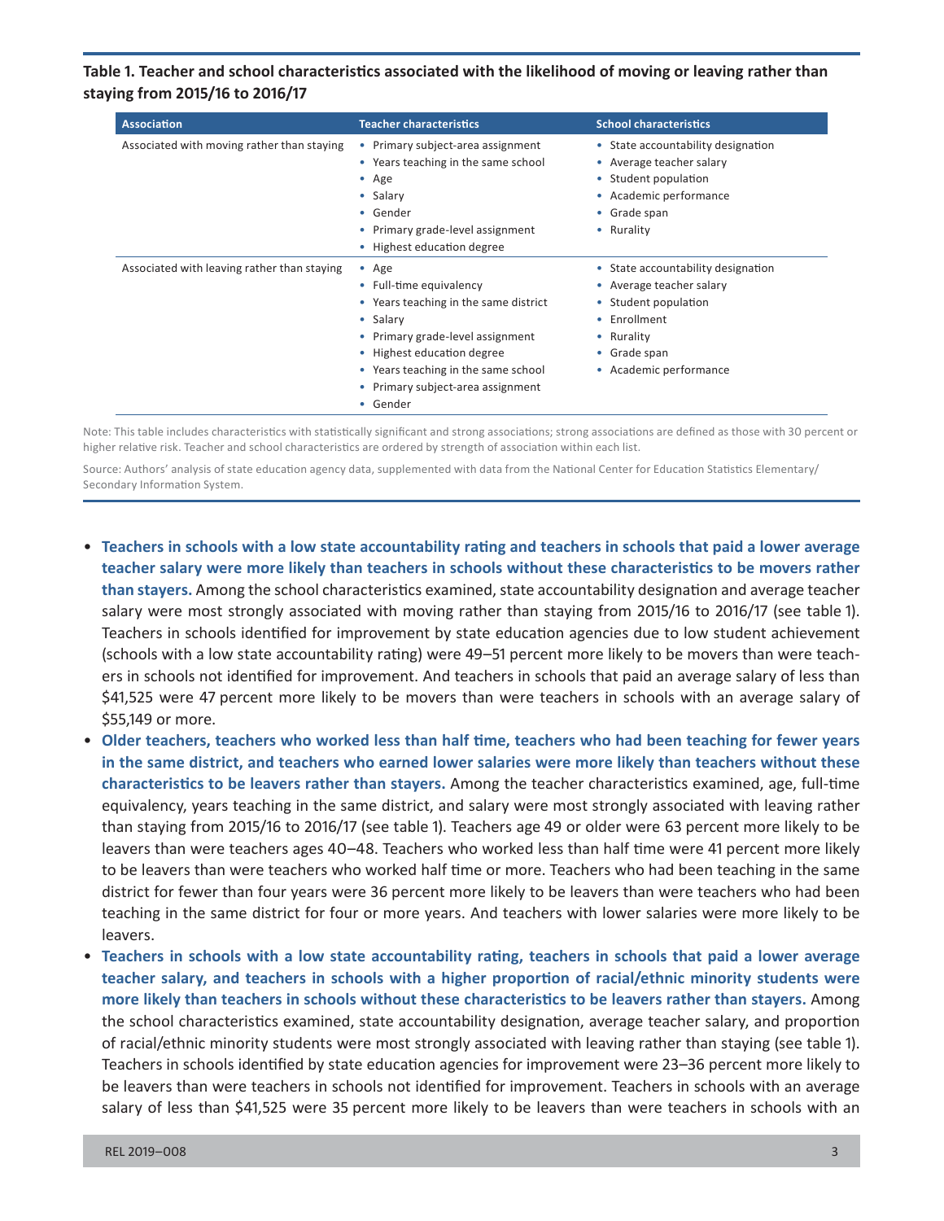**Table 1. Teacher and school characteristics associated with the likelihood of moving or leaving rather than staying from 2015/16 to 2016/17**

| Association | Teacher characteristics | School characteristics |
|---|---|---|
| Associated with moving rather than staying | • Primary subject-area assignment<br>• Years teaching in the same school<br>• Age<br>• Salary<br>• Gender<br>• Primary grade-level assignment<br>• Highest education degree | • State accountability designation<br>• Average teacher salary<br>• Student population<br>• Academic performance<br>• Grade span<br>• Rurality |
| Associated with leaving rather than staying | • Age<br>• Full-time equivalency<br>• Years teaching in the same district<br>• Salary<br>• Primary grade-level assignment<br>• Highest education degree<br>• Years teaching in the same school<br>• Primary subject-area assignment<br>• Gender | • State accountability designation<br>• Average teacher salary<br>• Student population<br>• Enrollment<br>• Rurality<br>• Grade span<br>• Academic performance |

Note: This table includes characteristics with statistically significant and strong associations; strong associations are defined as those with 30 percent or higher relative risk. Teacher and school characteristics are ordered by strength of association within each list.

Source: Authors' analysis of state education agency data, supplemented with data from the National Center for Education Statistics Elementary/Secondary Information System.

- **Teachers in schools with a low state accountability rating and teachers in schools that paid a lower average teacher salary were more likely than teachers in schools without these characteristics to be movers rather than stayers.** Among the school characteristics examined, state accountability designation and average teacher salary were most strongly associated with moving rather than staying from 2015/16 to 2016/17 (see table 1). Teachers in schools identified for improvement by state education agencies due to low student achievement (schools with a low state accountability rating) were 49–51 percent more likely to be movers than were teachers in schools not identified for improvement. And teachers in schools that paid an average salary of less than $41,525 were 47 percent more likely to be movers than were teachers in schools with an average salary of $55,149 or more.
- **Older teachers, teachers who worked less than half time, teachers who had been teaching for fewer years in the same district, and teachers who earned lower salaries were more likely than teachers without these characteristics to be leavers rather than stayers.** Among the teacher characteristics examined, age, full-time equivalency, years teaching in the same district, and salary were most strongly associated with leaving rather than staying from 2015/16 to 2016/17 (see table 1). Teachers age 49 or older were 63 percent more likely to be leavers than were teachers ages 40–48. Teachers who worked less than half time were 41 percent more likely to be leavers than were teachers who worked half time or more. Teachers who had been teaching in the same district for fewer than four years were 36 percent more likely to be leavers than were teachers who had been teaching in the same district for four or more years. And teachers with lower salaries were more likely to be leavers.
- **Teachers in schools with a low state accountability rating, teachers in schools that paid a lower average teacher salary, and teachers in schools with a higher proportion of racial/ethnic minority students were more likely than teachers in schools without these characteristics to be leavers rather than stayers.** Among the school characteristics examined, state accountability designation, average teacher salary, and proportion of racial/ethnic minority students were most strongly associated with leaving rather than staying (see table 1). Teachers in schools identified by state education agencies for improvement were 23–36 percent more likely to be leavers than were teachers in schools not identified for improvement. Teachers in schools with an average salary of less than $41,525 were 35 percent more likely to be leavers than were teachers in schools with an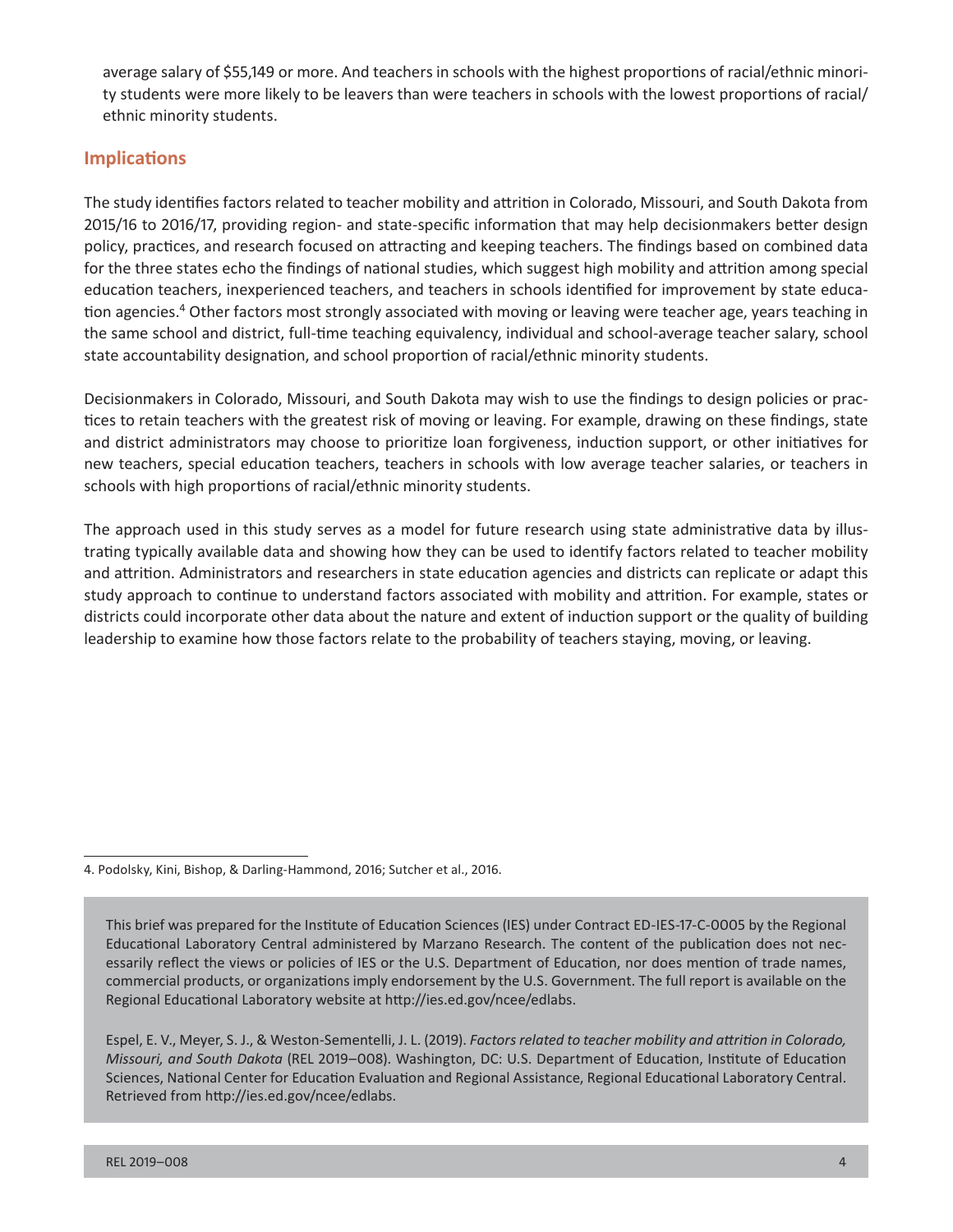average salary of $55,149 or more. And teachers in schools with the highest proportions of racial/ethnic minority students were more likely to be leavers than were teachers in schools with the lowest proportions of racial/ethnic minority students.

## Implications

The study identifies factors related to teacher mobility and attrition in Colorado, Missouri, and South Dakota from 2015/16 to 2016/17, providing region- and state-specific information that may help decisionmakers better design policy, practices, and research focused on attracting and keeping teachers. The findings based on combined data for the three states echo the findings of national studies, which suggest high mobility and attrition among special education teachers, inexperienced teachers, and teachers in schools identified for improvement by state education agencies.[4] Other factors most strongly associated with moving or leaving were teacher age, years teaching in the same school and district, full-time teaching equivalency, individual and school-average teacher salary, school state accountability designation, and school proportion of racial/ethnic minority students.

Decisionmakers in Colorado, Missouri, and South Dakota may wish to use the findings to design policies or practices to retain teachers with the greatest risk of moving or leaving. For example, drawing on these findings, state and district administrators may choose to prioritize loan forgiveness, induction support, or other initiatives for new teachers, special education teachers, teachers in schools with low average teacher salaries, or teachers in schools with high proportions of racial/ethnic minority students.

The approach used in this study serves as a model for future research using state administrative data by illustrating typically available data and showing how they can be used to identify factors related to teacher mobility and attrition. Administrators and researchers in state education agencies and districts can replicate or adapt this study approach to continue to understand factors associated with mobility and attrition. For example, states or districts could incorporate other data about the nature and extent of induction support or the quality of building leadership to examine how those factors relate to the probability of teachers staying, moving, or leaving.

4. Podolsky, Kini, Bishop, & Darling-Hammond, 2016; Sutcher et al., 2016.

This brief was prepared for the Institute of Education Sciences (IES) under Contract ED-IES-17-C-0005 by the Regional Educational Laboratory Central administered by Marzano Research. The content of the publication does not necessarily reflect the views or policies of IES or the U.S. Department of Education, nor does mention of trade names, commercial products, or organizations imply endorsement by the U.S. Government. The full report is available on the Regional Educational Laboratory website at http://ies.ed.gov/ncee/edlabs.

Espel, E. V., Meyer, S. J., & Weston-Sementelli, J. L. (2019). *Factors related to teacher mobility and attrition in Colorado, Missouri, and South Dakota* (REL 2019–008). Washington, DC: U.S. Department of Education, Institute of Education Sciences, National Center for Education Evaluation and Regional Assistance, Regional Educational Laboratory Central. Retrieved from http://ies.ed.gov/ncee/edlabs.